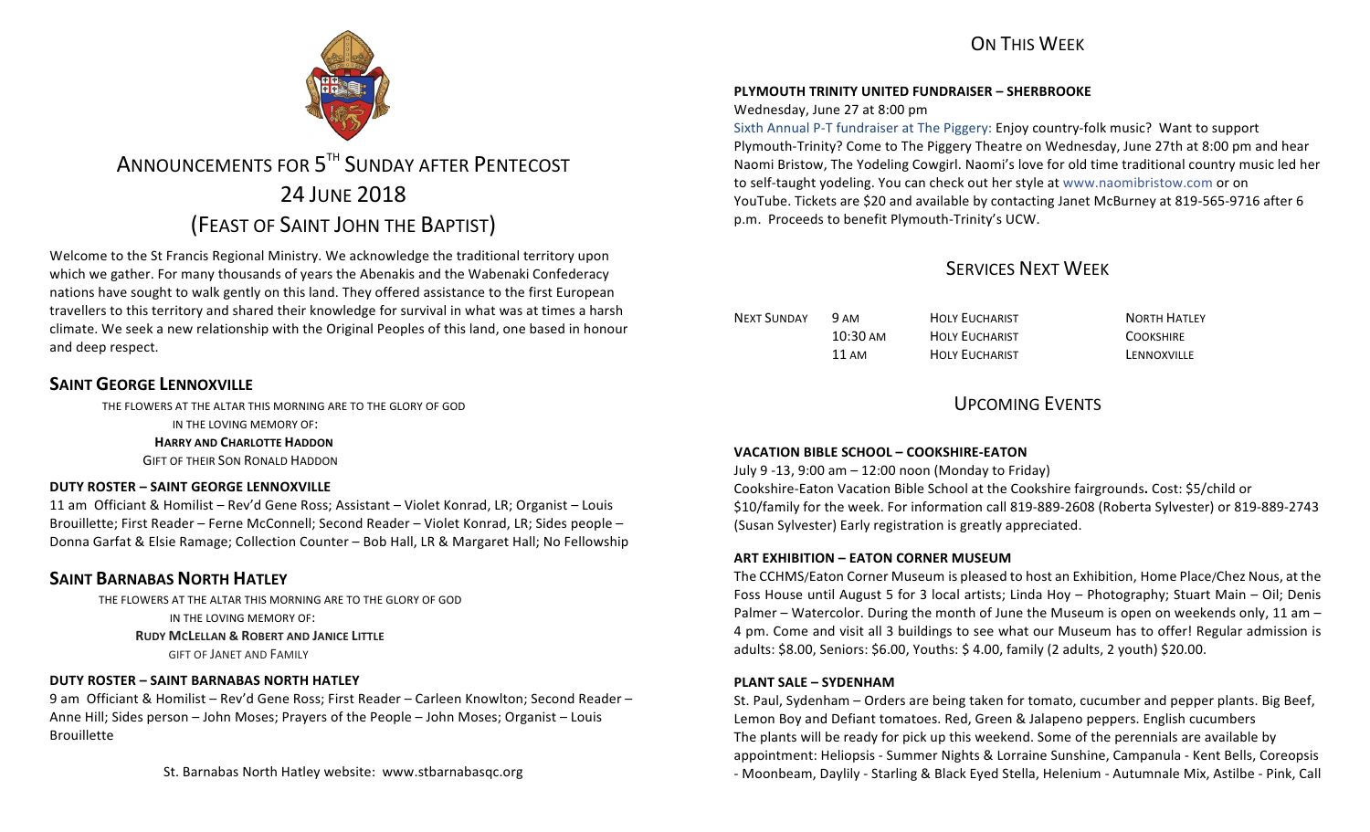# ANNOUNCEMENTS FOR 5TH SUNDAY AFTER PENTECOST

## 24 JUNE 2018

## (FEAST OF SAINT JOHN THE BAPTIST)

Welcome to the St Francis Regional Ministry. We acknowledge the traditional territory upon which we gather. For many thousands of years the Abenakis and the Wabenaki Confederacy nations have sought to walk gently on this land. They offered assistance to the first European travellers to this territory and shared their knowledge for survival in what was at times a harsh climate. We seek a new relationship with the Original Peoples of this land, one based in honour and deep respect.

## SAINT GEORGE LENNOXVILLE

THE FLOWERS AT THE ALTAR THIS MORNING ARE TO THE GLORY OF GOD
IN THE LOVING MEMORY OF:
**HARRY AND CHARLOTTE HADDON**
GIFT OF THEIR SON RONALD HADDON

### DUTY ROSTER – SAINT GEORGE LENNOXVILLE

11 am Officiant & Homilist – Rev'd Gene Ross; Assistant – Violet Konrad, LR; Organist – Louis Brouillette; First Reader – Ferne McConnell; Second Reader – Violet Konrad, LR; Sides people – Donna Garfat & Elsie Ramage; Collection Counter – Bob Hall, LR & Margaret Hall; No Fellowship

## SAINT BARNABAS NORTH HATLEY

THE FLOWERS AT THE ALTAR THIS MORNING ARE TO THE GLORY OF GOD
IN THE LOVING MEMORY OF:
**RUDY MCLELLAN & ROBERT AND JANICE LITTLE**
GIFT OF JANET AND FAMILY

### DUTY ROSTER – SAINT BARNABAS NORTH HATLEY

9 am Officiant & Homilist – Rev'd Gene Ross; First Reader – Carleen Knowlton; Second Reader – Anne Hill; Sides person – John Moses; Prayers of the People – John Moses; Organist – Louis Brouillette

St. Barnabas North Hatley website: www.stbarnabasqc.org

## ON THIS WEEK

### PLYMOUTH TRINITY UNITED FUNDRAISER – SHERBROOKE

Wednesday, June 27 at 8:00 pm

Sixth Annual P-T fundraiser at The Piggery: Enjoy country-folk music? Want to support Plymouth-Trinity? Come to The Piggery Theatre on Wednesday, June 27th at 8:00 pm and hear Naomi Bristow, The Yodeling Cowgirl. Naomi's love for old time traditional country music led her to self-taught yodeling. You can check out her style at www.naomibristow.com or on YouTube. Tickets are $20 and available by contacting Janet McBurney at 819-565-9716 after 6 p.m. Proceeds to benefit Plymouth-Trinity's UCW.

## SERVICES NEXT WEEK

| | | | |
|---|---|---|---|
| NEXT SUNDAY | 9 AM | HOLY EUCHARIST | NORTH HATLEY |
| | 10:30 AM | HOLY EUCHARIST | COOKSHIRE |
| | 11 AM | HOLY EUCHARIST | LENNOXVILLE |

## UPCOMING EVENTS

### VACATION BIBLE SCHOOL – COOKSHIRE-EATON

July 9 -13, 9:00 am – 12:00 noon (Monday to Friday)
Cookshire-Eaton Vacation Bible School at the Cookshire fairgrounds**.** Cost: $5/child or $10/family for the week. For information call 819-889-2608 (Roberta Sylvester) or 819-889-2743 (Susan Sylvester) Early registration is greatly appreciated.

### ART EXHIBITION – EATON CORNER MUSEUM

The CCHMS/Eaton Corner Museum is pleased to host an Exhibition, Home Place/Chez Nous, at the Foss House until August 5 for 3 local artists; Linda Hoy – Photography; Stuart Main – Oil; Denis Palmer – Watercolor. During the month of June the Museum is open on weekends only, 11 am – 4 pm. Come and visit all 3 buildings to see what our Museum has to offer! Regular admission is adults: $8.00, Seniors: $6.00, Youths: $ 4.00, family (2 adults, 2 youth) $20.00.

### PLANT SALE – SYDENHAM

St. Paul, Sydenham – Orders are being taken for tomato, cucumber and pepper plants. Big Beef, Lemon Boy and Defiant tomatoes. Red, Green & Jalapeno peppers. English cucumbers
The plants will be ready for pick up this weekend. Some of the perennials are available by appointment: Heliopsis - Summer Nights & Lorraine Sunshine, Campanula - Kent Bells, Coreopsis - Moonbeam, Daylily - Starling & Black Eyed Stella, Helenium - Autumnale Mix, Astilbe - Pink, Call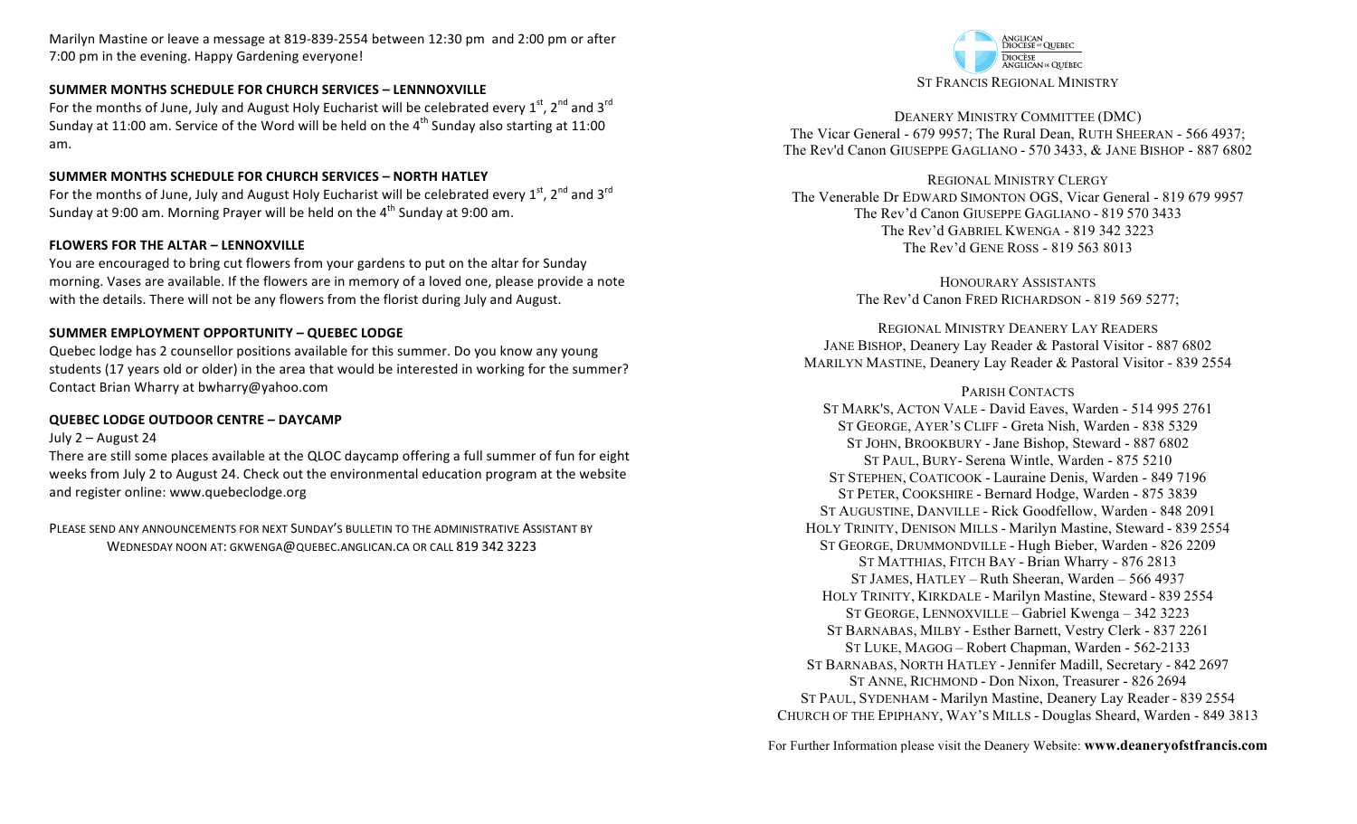Marilyn Mastine or leave a message at 819-839-2554 between 12:30 pm and 2:00 pm or after 7:00 pm in the evening. Happy Gardening everyone!

### SUMMER MONTHS SCHEDULE FOR CHURCH SERVICES – LENNNOXVILLE

For the months of June, July and August Holy Eucharist will be celebrated every 1st, 2nd and 3rd Sunday at 11:00 am. Service of the Word will be held on the 4th Sunday also starting at 11:00 am.

### SUMMER MONTHS SCHEDULE FOR CHURCH SERVICES – NORTH HATLEY

For the months of June, July and August Holy Eucharist will be celebrated every 1st, 2nd and 3rd Sunday at 9:00 am. Morning Prayer will be held on the 4th Sunday at 9:00 am.

### FLOWERS FOR THE ALTAR – LENNOXVILLE

You are encouraged to bring cut flowers from your gardens to put on the altar for Sunday morning. Vases are available. If the flowers are in memory of a loved one, please provide a note with the details. There will not be any flowers from the florist during July and August.

### SUMMER EMPLOYMENT OPPORTUNITY – QUEBEC LODGE

Quebec lodge has 2 counsellor positions available for this summer. Do you know any young students (17 years old or older) in the area that would be interested in working for the summer? Contact Brian Wharry at bwharry@yahoo.com

### QUEBEC LODGE OUTDOOR CENTRE – DAYCAMP

July 2 – August 24

There are still some places available at the QLOC daycamp offering a full summer of fun for eight weeks from July 2 to August 24. Check out the environmental education program at the website and register online: www.quebeclodge.org

PLEASE SEND ANY ANNOUNCEMENTS FOR NEXT SUNDAY'S BULLETIN TO THE ADMINISTRATIVE ASSISTANT BY WEDNESDAY NOON AT: GKWENGA@QUEBEC.ANGLICAN.CA OR CALL 819 342 3223

Anglican Diocese of Quebec
Diocèse Anglican de Québec

## ST FRANCIS REGIONAL MINISTRY

DEANERY MINISTRY COMMITTEE (DMC)
The Vicar General - 679 9957; The Rural Dean, RUTH SHEERAN - 566 4937;
The Rev'd Canon GIUSEPPE GAGLIANO - 570 3433, & JANE BISHOP - 887 6802

REGIONAL MINISTRY CLERGY
The Venerable Dr EDWARD SIMONTON OGS, Vicar General - 819 679 9957
The Rev'd Canon GIUSEPPE GAGLIANO - 819 570 3433
The Rev'd GABRIEL KWENGA - 819 342 3223
The Rev'd GENE ROSS - 819 563 8013

HONOURARY ASSISTANTS
The Rev'd Canon FRED RICHARDSON - 819 569 5277;

REGIONAL MINISTRY DEANERY LAY READERS
JANE BISHOP, Deanery Lay Reader & Pastoral Visitor - 887 6802
MARILYN MASTINE, Deanery Lay Reader & Pastoral Visitor - 839 2554

PARISH CONTACTS
ST MARK'S, ACTON VALE - David Eaves, Warden - 514 995 2761
ST GEORGE, AYER'S CLIFF - Greta Nish, Warden - 838 5329
ST JOHN, BROOKBURY - Jane Bishop, Steward - 887 6802
ST PAUL, BURY- Serena Wintle, Warden - 875 5210
ST STEPHEN, COATICOOK - Lauraine Denis, Warden - 849 7196
ST PETER, COOKSHIRE - Bernard Hodge, Warden - 875 3839
ST AUGUSTINE, DANVILLE - Rick Goodfellow, Warden - 848 2091
HOLY TRINITY, DENISON MILLS - Marilyn Mastine, Steward - 839 2554
ST GEORGE, DRUMMONDVILLE - Hugh Bieber, Warden - 826 2209
ST MATTHIAS, FITCH BAY - Brian Wharry - 876 2813
ST JAMES, HATLEY – Ruth Sheeran, Warden – 566 4937
HOLY TRINITY, KIRKDALE - Marilyn Mastine, Steward - 839 2554
ST GEORGE, LENNOXVILLE – Gabriel Kwenga – 342 3223
ST BARNABAS, MILBY - Esther Barnett, Vestry Clerk - 837 2261
ST LUKE, MAGOG – Robert Chapman, Warden - 562-2133
ST BARNABAS, NORTH HATLEY - Jennifer Madill, Secretary - 842 2697
ST ANNE, RICHMOND - Don Nixon, Treasurer - 826 2694
ST PAUL, SYDENHAM - Marilyn Mastine, Deanery Lay Reader - 839 2554
CHURCH OF THE EPIPHANY, WAY'S MILLS - Douglas Sheard, Warden - 849 3813

For Further Information please visit the Deanery Website: **www.deaneryofstfrancis.com**